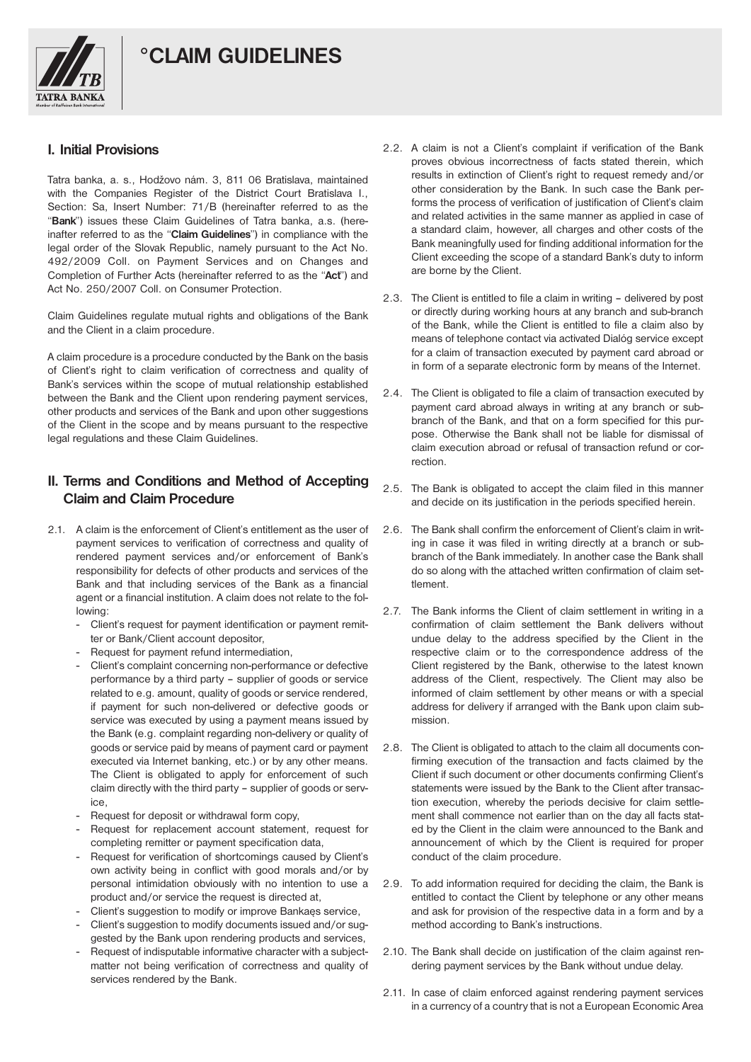# °CLAIM GUIDELINES

## I. Initial Provisions

Tatra banka, a. s., Hodžovo nám. 3, 811 06 Bratislava, maintained with the Companies Register of the District Court Bratislava I., Section: Sa, Insert Number: 71/B (hereinafter referred to as the "**Bank**") issues these Claim Guidelines of Tatra banka, a.s. (hereinafter referred to as the "**Claim Guidelines**") in compliance with the legal order of the Slovak Republic, namely pursuant to the Act No. 492/2009 Coll. on Payment Services and on Changes and Completion of Further Acts (hereinafter referred to as the "**Act**") and Act No. 250/2007 Coll. on Consumer Protection.

Claim Guidelines regulate mutual rights and obligations of the Bank and the Client in a claim procedure.

A claim procedure is a procedure conducted by the Bank on the basis of Client's right to claim verification of correctness and quality of Bank's services within the scope of mutual relationship established between the Bank and the Client upon rendering payment services, other products and services of the Bank and upon other suggestions of the Client in the scope and by means pursuant to the respective legal regulations and these Claim Guidelines.

## II. Terms and Conditions and Method of Accepting Claim and Claim Procedure

2.1. A claim is the enforcement of Client's entitlement as the user of payment services to verification of correctness and quality of rendered payment services and/or enforcement of Bank's responsibility for defects of other products and services of the Bank and that including services of the Bank as a financial agent or a financial institution. A claim does not relate to the following:

- Client's request for payment identification or payment remitter or Bank/Client account depositor,
- Request for payment refund intermediation,
- Client's complaint concerning non-performance or defective performance by a third party – supplier of goods or service related to e.g. amount, quality of goods or service rendered, if payment for such non-delivered or defective goods or service was executed by using a payment means issued by the Bank (e.g. complaint regarding non-delivery or quality of goods or service paid by means of payment card or payment executed via Internet banking, etc.) or by any other means. The Client is obligated to apply for enforcement of such claim directly with the third party – supplier of goods or service,
- Request for deposit or withdrawal form copy,
- Request for replacement account statement, request for completing remitter or payment specification data,
- Request for verification of shortcomings caused by Client's own activity being in conflict with good morals and/or by personal intimidation obviously with no intention to use a product and/or service the request is directed at,
- Client's suggestion to modify or improve Bankaęs service,
- Client's suggestion to modify documents issued and/or suggested by the Bank upon rendering products and services,
- Request of indisputable informative character with a subject-matter not being verification of correctness and quality of services rendered by the Bank.

2.2. A claim is not a Client's complaint if verification of the Bank proves obvious incorrectness of facts stated therein, which results in extinction of Client's right to request remedy and/or other consideration by the Bank. In such case the Bank performs the process of verification of justification of Client's claim and related activities in the same manner as applied in case of a standard claim, however, all charges and other costs of the Bank meaningfully used for finding additional information for the Client exceeding the scope of a standard Bank's duty to inform are borne by the Client.

2.3. The Client is entitled to file a claim in writing – delivered by post or directly during working hours at any branch and sub-branch of the Bank, while the Client is entitled to file a claim also by means of telephone contact via activated Dialóg service except for a claim of transaction executed by payment card abroad or in form of a separate electronic form by means of the Internet.

2.4. The Client is obligated to file a claim of transaction executed by payment card abroad always in writing at any branch or sub-branch of the Bank, and that on a form specified for this purpose. Otherwise the Bank shall not be liable for dismissal of claim execution abroad or refusal of transaction refund or correction.

2.5. The Bank is obligated to accept the claim filed in this manner and decide on its justification in the periods specified herein.

2.6. The Bank shall confirm the enforcement of Client's claim in writing in case it was filed in writing directly at a branch or sub-branch of the Bank immediately. In another case the Bank shall do so along with the attached written confirmation of claim settlement.

2.7. The Bank informs the Client of claim settlement in writing in a confirmation of claim settlement the Bank delivers without undue delay to the address specified by the Client in the respective claim or to the correspondence address of the Client registered by the Bank, otherwise to the latest known address of the Client, respectively. The Client may also be informed of claim settlement by other means or with a special address for delivery if arranged with the Bank upon claim submission.

2.8. The Client is obligated to attach to the claim all documents confirming execution of the transaction and facts claimed by the Client if such document or other documents confirming Client's statements were issued by the Bank to the Client after transaction execution, whereby the periods decisive for claim settlement shall commence not earlier than on the day all facts stated by the Client in the claim were announced to the Bank and announcement of which by the Client is required for proper conduct of the claim procedure.

2.9. To add information required for deciding the claim, the Bank is entitled to contact the Client by telephone or any other means and ask for provision of the respective data in a form and by a method according to Bank's instructions.

2.10. The Bank shall decide on justification of the claim against rendering payment services by the Bank without undue delay.

2.11. In case of claim enforced against rendering payment services in a currency of a country that is not a European Economic Area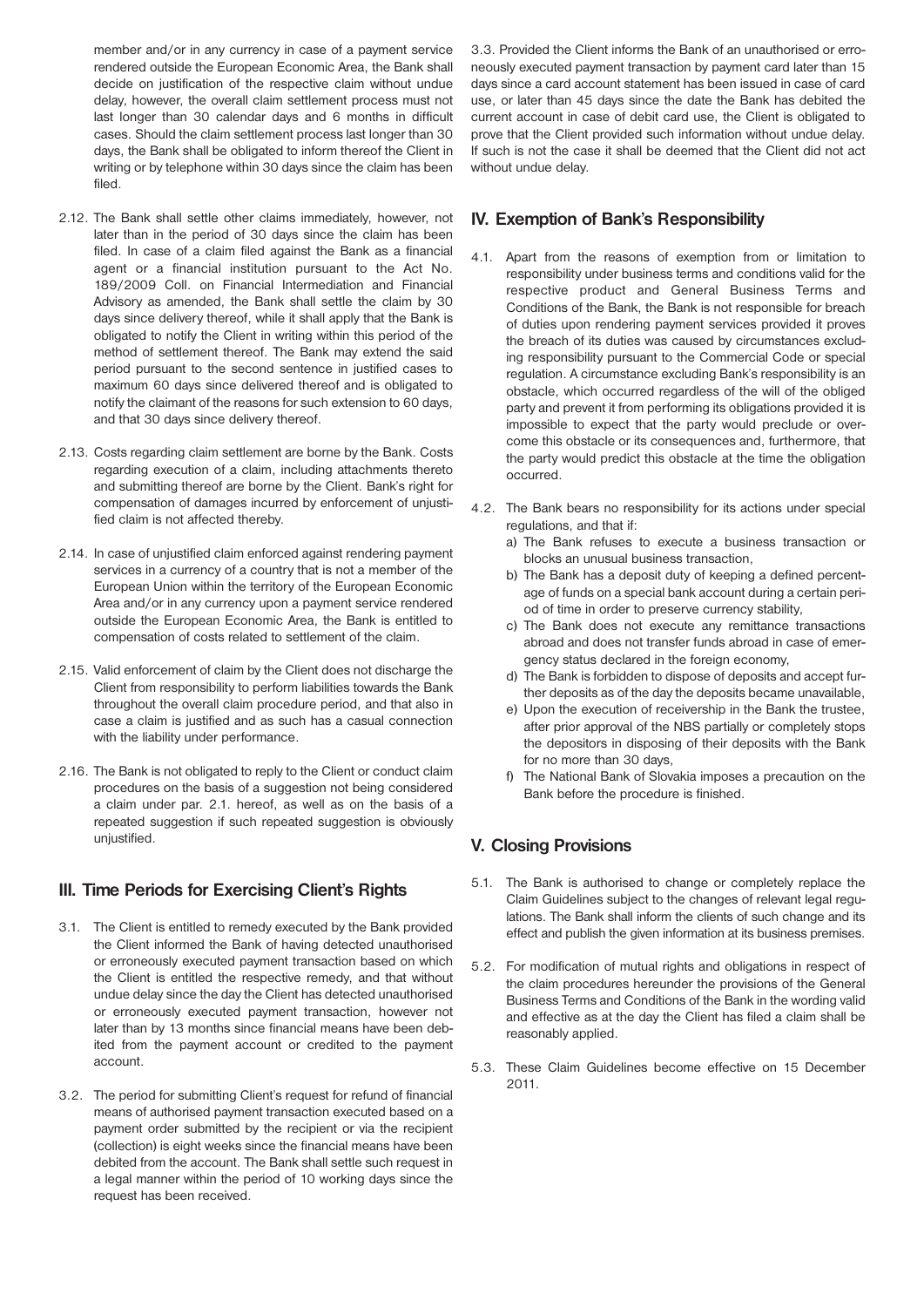member and/or in any currency in case of a payment service rendered outside the European Economic Area, the Bank shall decide on justification of the respective claim without undue delay, however, the overall claim settlement process must not last longer than 30 calendar days and 6 months in difficult cases. Should the claim settlement process last longer than 30 days, the Bank shall be obligated to inform thereof the Client in writing or by telephone within 30 days since the claim has been filed.

2.12. The Bank shall settle other claims immediately, however, not later than in the period of 30 days since the claim has been filed. In case of a claim filed against the Bank as a financial agent or a financial institution pursuant to the Act No. 189/2009 Coll. on Financial Intermediation and Financial Advisory as amended, the Bank shall settle the claim by 30 days since delivery thereof, while it shall apply that the Bank is obligated to notify the Client in writing within this period of the method of settlement thereof. The Bank may extend the said period pursuant to the second sentence in justified cases to maximum 60 days since delivered thereof and is obligated to notify the claimant of the reasons for such extension to 60 days, and that 30 days since delivery thereof.

2.13. Costs regarding claim settlement are borne by the Bank. Costs regarding execution of a claim, including attachments thereto and submitting thereof are borne by the Client. Bank's right for compensation of damages incurred by enforcement of unjustified claim is not affected thereby.

2.14. In case of unjustified claim enforced against rendering payment services in a currency of a country that is not a member of the European Union within the territory of the European Economic Area and/or in any currency upon a payment service rendered outside the European Economic Area, the Bank is entitled to compensation of costs related to settlement of the claim.

2.15. Valid enforcement of claim by the Client does not discharge the Client from responsibility to perform liabilities towards the Bank throughout the overall claim procedure period, and that also in case a claim is justified and as such has a casual connection with the liability under performance.

2.16. The Bank is not obligated to reply to the Client or conduct claim procedures on the basis of a suggestion not being considered a claim under par. 2.1. hereof, as well as on the basis of a repeated suggestion if such repeated suggestion is obviously unjustified.

## III. Time Periods for Exercising Client's Rights

3.1. The Client is entitled to remedy executed by the Bank provided the Client informed the Bank of having detected unauthorised or erroneously executed payment transaction based on which the Client is entitled the respective remedy, and that without undue delay since the day the Client has detected unauthorised or erroneously executed payment transaction, however not later than by 13 months since financial means have been debited from the payment account or credited to the payment account.

3.2. The period for submitting Client's request for refund of financial means of authorised payment transaction executed based on a payment order submitted by the recipient or via the recipient (collection) is eight weeks since the financial means have been debited from the account. The Bank shall settle such request in a legal manner within the period of 10 working days since the request has been received.

3.3. Provided the Client informs the Bank of an unauthorised or erroneously executed payment transaction by payment card later than 15 days since a card account statement has been issued in case of card use, or later than 45 days since the date the Bank has debited the current account in case of debit card use, the Client is obligated to prove that the Client provided such information without undue delay. If such is not the case it shall be deemed that the Client did not act without undue delay.

## IV. Exemption of Bank's Responsibility

4.1. Apart from the reasons of exemption from or limitation to responsibility under business terms and conditions valid for the respective product and General Business Terms and Conditions of the Bank, the Bank is not responsible for breach of duties upon rendering payment services provided it proves the breach of its duties was caused by circumstances excluding responsibility pursuant to the Commercial Code or special regulation. A circumstance excluding Bank's responsibility is an obstacle, which occurred regardless of the will of the obliged party and prevent it from performing its obligations provided it is impossible to expect that the party would preclude or overcome this obstacle or its consequences and, furthermore, that the party would predict this obstacle at the time the obligation occurred.

4.2. The Bank bears no responsibility for its actions under special regulations, and that if:
   a) The Bank refuses to execute a business transaction or blocks an unusual business transaction,
   b) The Bank has a deposit duty of keeping a defined percentage of funds on a special bank account during a certain period of time in order to preserve currency stability,
   c) The Bank does not execute any remittance transactions abroad and does not transfer funds abroad in case of emergency status declared in the foreign economy,
   d) The Bank is forbidden to dispose of deposits and accept further deposits as of the day the deposits became unavailable,
   e) Upon the execution of receivership in the Bank the trustee, after prior approval of the NBS partially or completely stops the depositors in disposing of their deposits with the Bank for no more than 30 days,
   f) The National Bank of Slovakia imposes a precaution on the Bank before the procedure is finished.

## V. Closing Provisions

5.1. The Bank is authorised to change or completely replace the Claim Guidelines subject to the changes of relevant legal regulations. The Bank shall inform the clients of such change and its effect and publish the given information at its business premises.

5.2. For modification of mutual rights and obligations in respect of the claim procedures hereunder the provisions of the General Business Terms and Conditions of the Bank in the wording valid and effective as at the day the Client has filed a claim shall be reasonably applied.

5.3. These Claim Guidelines become effective on 15 December 2011.